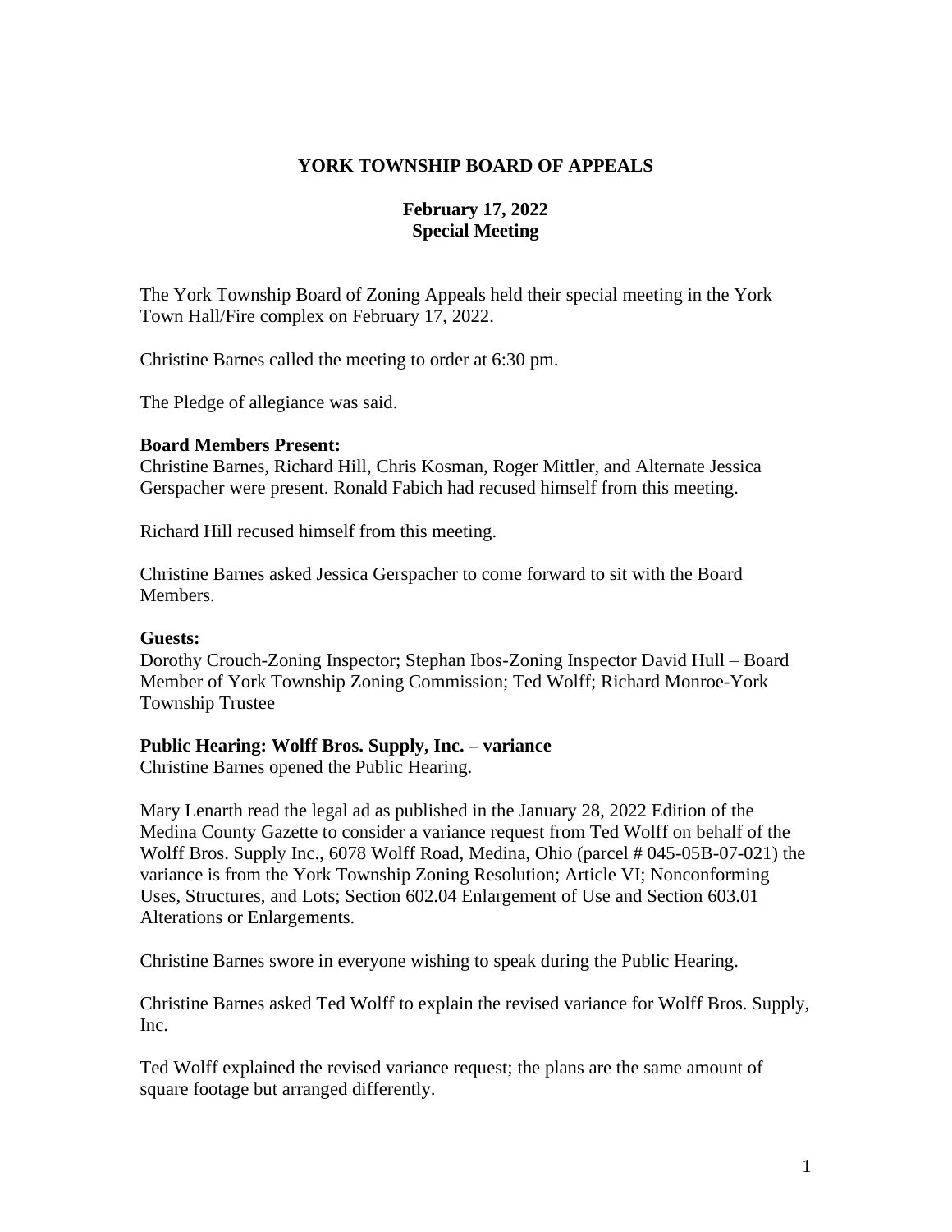# YORK TOWNSHIP BOARD OF APPEALS

## February 17, 2022
## Special Meeting

The York Township Board of Zoning Appeals held their special meeting in the York Town Hall/Fire complex on February 17, 2022.

Christine Barnes called the meeting to order at 6:30 pm.

The Pledge of allegiance was said.

**Board Members Present:**
Christine Barnes, Richard Hill, Chris Kosman, Roger Mittler, and Alternate Jessica Gerspacher were present. Ronald Fabich had recused himself from this meeting.

Richard Hill recused himself from this meeting.

Christine Barnes asked Jessica Gerspacher to come forward to sit with the Board Members.

**Guests:**
Dorothy Crouch-Zoning Inspector; Stephan Ibos-Zoning Inspector David Hull – Board Member of York Township Zoning Commission; Ted Wolff; Richard Monroe-York Township Trustee

**Public Hearing: Wolff Bros. Supply, Inc. – variance**
Christine Barnes opened the Public Hearing.

Mary Lenarth read the legal ad as published in the January 28, 2022 Edition of the Medina County Gazette to consider a variance request from Ted Wolff on behalf of the Wolff Bros. Supply Inc., 6078 Wolff Road, Medina, Ohio (parcel # 045-05B-07-021) the variance is from the York Township Zoning Resolution; Article VI; Nonconforming Uses, Structures, and Lots; Section 602.04 Enlargement of Use and Section 603.01 Alterations or Enlargements.

Christine Barnes swore in everyone wishing to speak during the Public Hearing.

Christine Barnes asked Ted Wolff to explain the revised variance for Wolff Bros. Supply, Inc.

Ted Wolff explained the revised variance request; the plans are the same amount of square footage but arranged differently.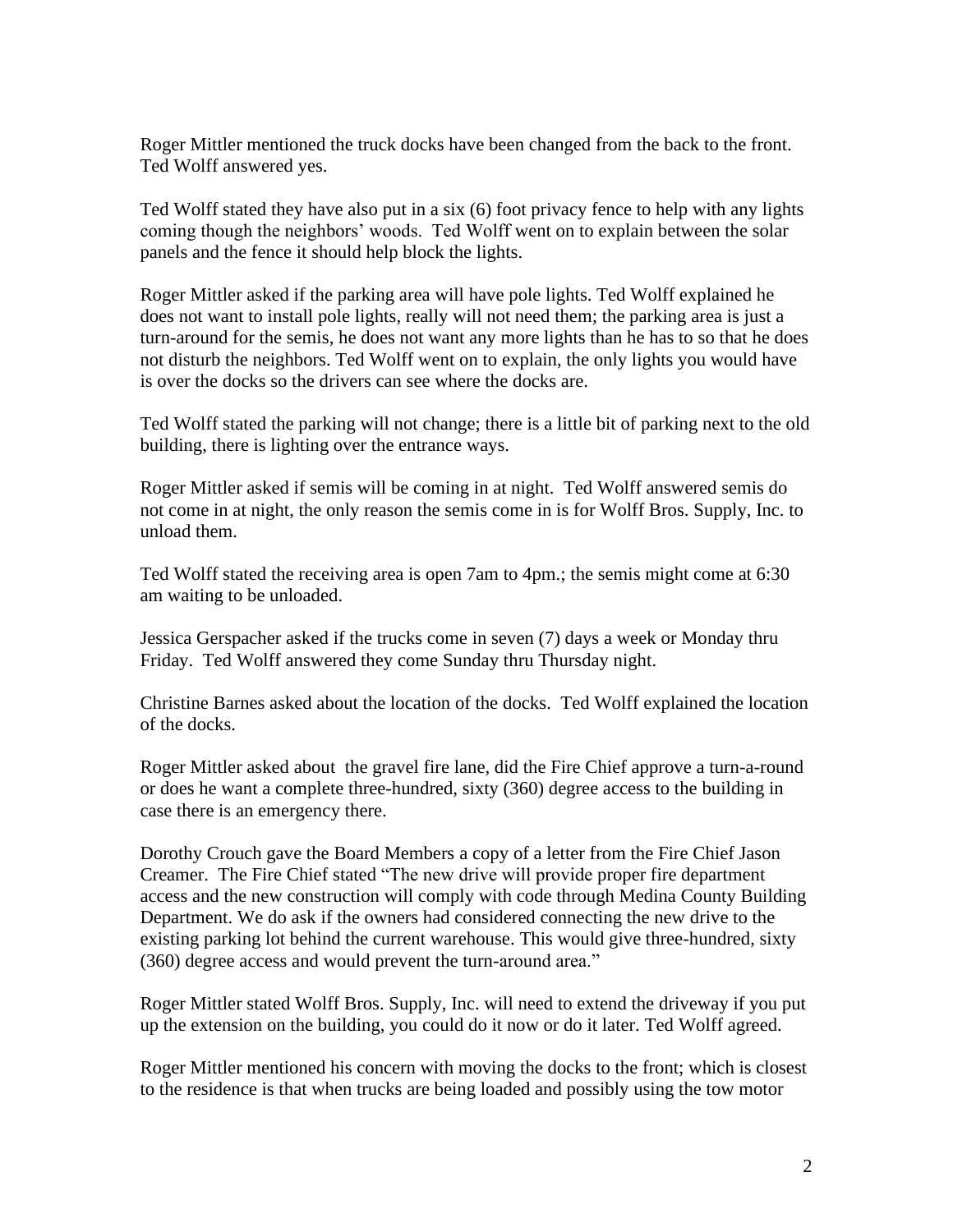Roger Mittler mentioned the truck docks have been changed from the back to the front. Ted Wolff answered yes.

Ted Wolff stated they have also put in a six (6) foot privacy fence to help with any lights coming though the neighbors' woods. Ted Wolff went on to explain between the solar panels and the fence it should help block the lights.

Roger Mittler asked if the parking area will have pole lights. Ted Wolff explained he does not want to install pole lights, really will not need them; the parking area is just a turn-around for the semis, he does not want any more lights than he has to so that he does not disturb the neighbors. Ted Wolff went on to explain, the only lights you would have is over the docks so the drivers can see where the docks are.

Ted Wolff stated the parking will not change; there is a little bit of parking next to the old building, there is lighting over the entrance ways.

Roger Mittler asked if semis will be coming in at night. Ted Wolff answered semis do not come in at night, the only reason the semis come in is for Wolff Bros. Supply, Inc. to unload them.

Ted Wolff stated the receiving area is open 7am to 4pm.; the semis might come at 6:30 am waiting to be unloaded.

Jessica Gerspacher asked if the trucks come in seven (7) days a week or Monday thru Friday. Ted Wolff answered they come Sunday thru Thursday night.

Christine Barnes asked about the location of the docks. Ted Wolff explained the location of the docks.

Roger Mittler asked about the gravel fire lane, did the Fire Chief approve a turn-a-round or does he want a complete three-hundred, sixty (360) degree access to the building in case there is an emergency there.

Dorothy Crouch gave the Board Members a copy of a letter from the Fire Chief Jason Creamer. The Fire Chief stated "The new drive will provide proper fire department access and the new construction will comply with code through Medina County Building Department. We do ask if the owners had considered connecting the new drive to the existing parking lot behind the current warehouse. This would give three-hundred, sixty (360) degree access and would prevent the turn-around area."

Roger Mittler stated Wolff Bros. Supply, Inc. will need to extend the driveway if you put up the extension on the building, you could do it now or do it later. Ted Wolff agreed.

Roger Mittler mentioned his concern with moving the docks to the front; which is closest to the residence is that when trucks are being loaded and possibly using the tow motor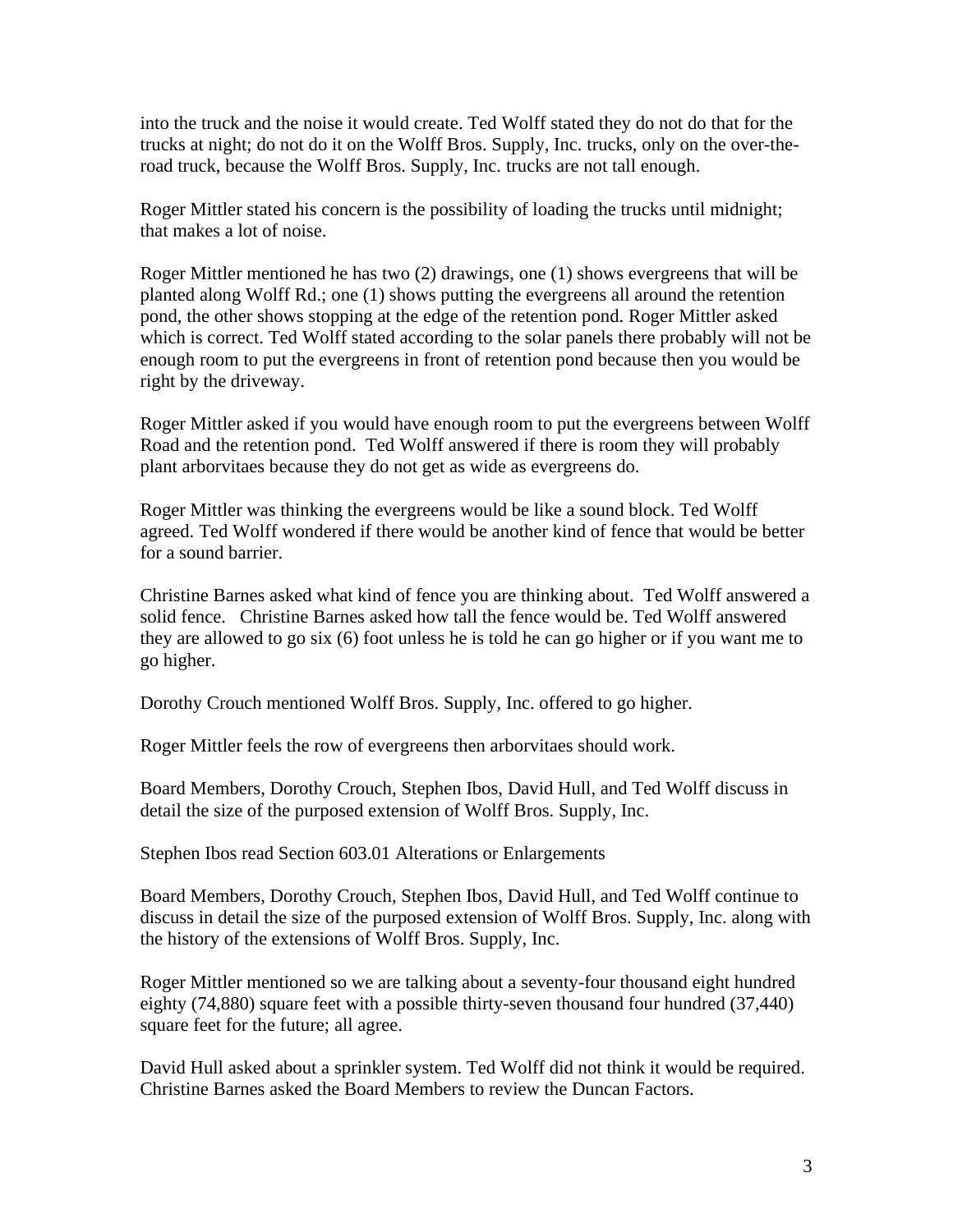into the truck and the noise it would create. Ted Wolff stated they do not do that for the trucks at night; do not do it on the Wolff Bros. Supply, Inc. trucks, only on the over-the-road truck, because the Wolff Bros. Supply, Inc. trucks are not tall enough.

Roger Mittler stated his concern is the possibility of loading the trucks until midnight; that makes a lot of noise.

Roger Mittler mentioned he has two (2) drawings, one (1) shows evergreens that will be planted along Wolff Rd.; one (1) shows putting the evergreens all around the retention pond, the other shows stopping at the edge of the retention pond. Roger Mittler asked which is correct. Ted Wolff stated according to the solar panels there probably will not be enough room to put the evergreens in front of retention pond because then you would be right by the driveway.

Roger Mittler asked if you would have enough room to put the evergreens between Wolff Road and the retention pond. Ted Wolff answered if there is room they will probably plant arborvitaes because they do not get as wide as evergreens do.

Roger Mittler was thinking the evergreens would be like a sound block. Ted Wolff agreed. Ted Wolff wondered if there would be another kind of fence that would be better for a sound barrier.

Christine Barnes asked what kind of fence you are thinking about. Ted Wolff answered a solid fence. Christine Barnes asked how tall the fence would be. Ted Wolff answered they are allowed to go six (6) foot unless he is told he can go higher or if you want me to go higher.

Dorothy Crouch mentioned Wolff Bros. Supply, Inc. offered to go higher.

Roger Mittler feels the row of evergreens then arborvitaes should work.

Board Members, Dorothy Crouch, Stephen Ibos, David Hull, and Ted Wolff discuss in detail the size of the purposed extension of Wolff Bros. Supply, Inc.

Stephen Ibos read Section 603.01 Alterations or Enlargements

Board Members, Dorothy Crouch, Stephen Ibos, David Hull, and Ted Wolff continue to discuss in detail the size of the purposed extension of Wolff Bros. Supply, Inc. along with the history of the extensions of Wolff Bros. Supply, Inc.

Roger Mittler mentioned so we are talking about a seventy-four thousand eight hundred eighty (74,880) square feet with a possible thirty-seven thousand four hundred (37,440) square feet for the future; all agree.

David Hull asked about a sprinkler system. Ted Wolff did not think it would be required. Christine Barnes asked the Board Members to review the Duncan Factors.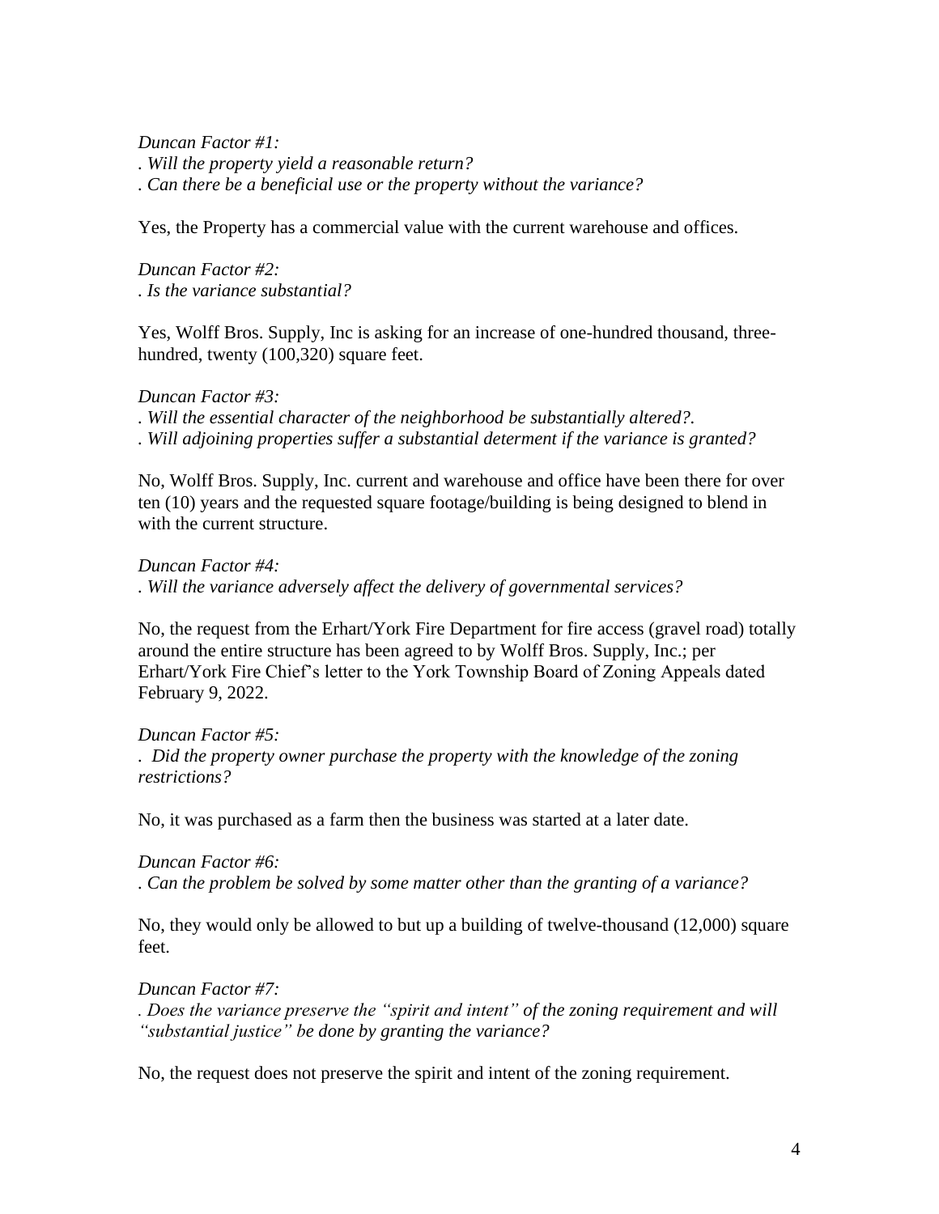*Duncan Factor #1:*

*. Will the property yield a reasonable return?*

*. Can there be a beneficial use or the property without the variance?*

Yes, the Property has a commercial value with the current warehouse and offices.

*Duncan Factor #2:*

*. Is the variance substantial?*

Yes, Wolff Bros. Supply, Inc is asking for an increase of one-hundred thousand, three-hundred, twenty (100,320) square feet.

*Duncan Factor #3:*

*. Will the essential character of the neighborhood be substantially altered?.*

*. Will adjoining properties suffer a substantial determent if the variance is granted?*

No, Wolff Bros. Supply, Inc. current and warehouse and office have been there for over ten (10) years and the requested square footage/building is being designed to blend in with the current structure.

*Duncan Factor #4:*

*. Will the variance adversely affect the delivery of governmental services?*

No, the request from the Erhart/York Fire Department for fire access (gravel road) totally around the entire structure has been agreed to by Wolff Bros. Supply, Inc.; per Erhart/York Fire Chief's letter to the York Township Board of Zoning Appeals dated February 9, 2022.

*Duncan Factor #5:*

*. Did the property owner purchase the property with the knowledge of the zoning restrictions?*

No, it was purchased as a farm then the business was started at a later date.

*Duncan Factor #6:*

*. Can the problem be solved by some matter other than the granting of a variance?*

No, they would only be allowed to but up a building of twelve-thousand (12,000) square feet.

*Duncan Factor #7:*

*. Does the variance preserve the "spirit and intent" of the zoning requirement and will "substantial justice" be done by granting the variance?*

No, the request does not preserve the spirit and intent of the zoning requirement.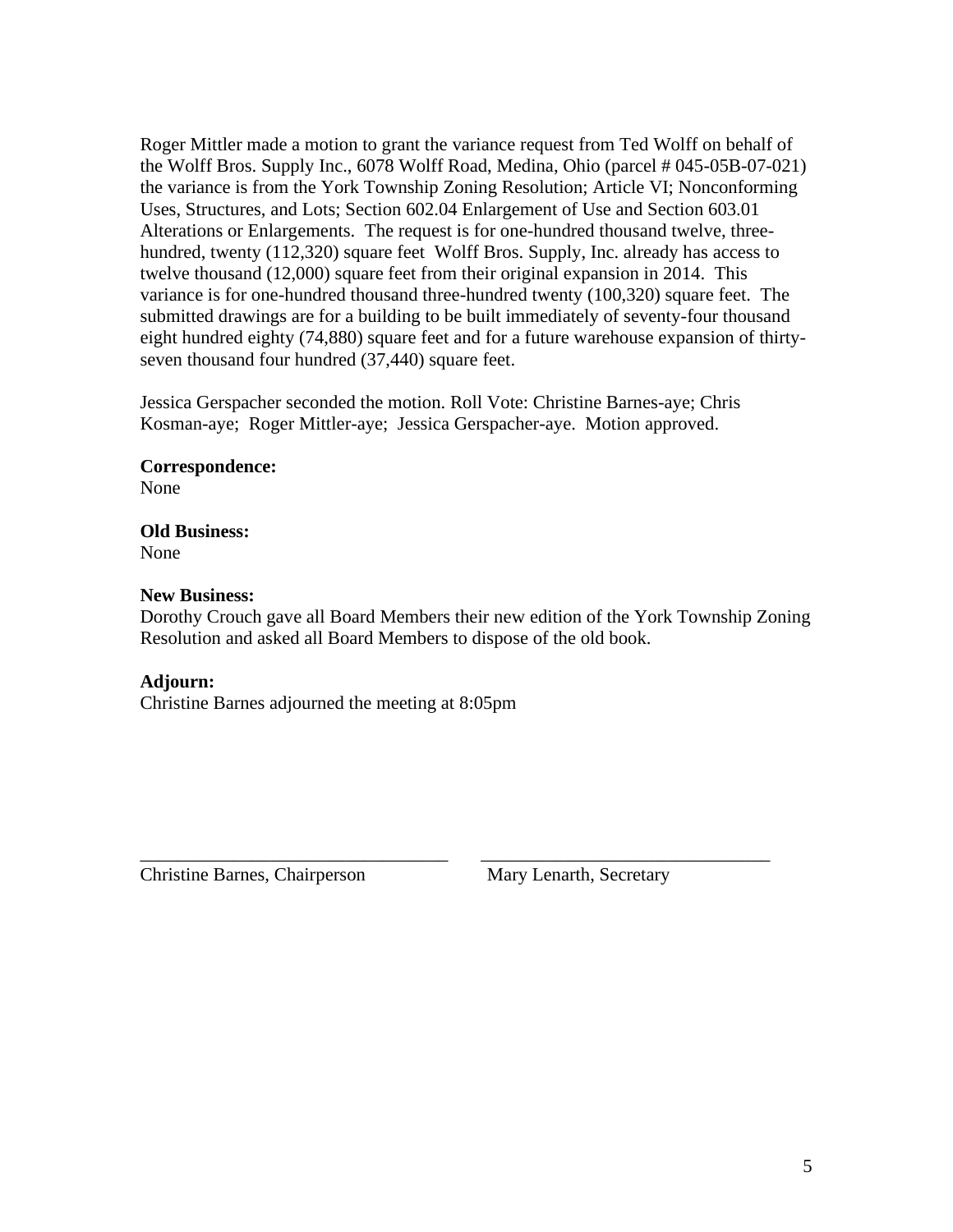Roger Mittler made a motion to grant the variance request from Ted Wolff on behalf of the Wolff Bros. Supply Inc., 6078 Wolff Road, Medina, Ohio (parcel # 045-05B-07-021) the variance is from the York Township Zoning Resolution; Article VI; Nonconforming Uses, Structures, and Lots; Section 602.04 Enlargement of Use and Section 603.01 Alterations or Enlargements. The request is for one-hundred thousand twelve, three-hundred, twenty (112,320) square feet Wolff Bros. Supply, Inc. already has access to twelve thousand (12,000) square feet from their original expansion in 2014. This variance is for one-hundred thousand three-hundred twenty (100,320) square feet. The submitted drawings are for a building to be built immediately of seventy-four thousand eight hundred eighty (74,880) square feet and for a future warehouse expansion of thirty-seven thousand four hundred (37,440) square feet.

Jessica Gerspacher seconded the motion. Roll Vote: Christine Barnes-aye; Chris Kosman-aye; Roger Mittler-aye; Jessica Gerspacher-aye. Motion approved.

**Correspondence:**
None

**Old Business:**
None

**New Business:**
Dorothy Crouch gave all Board Members their new edition of the York Township Zoning Resolution and asked all Board Members to dispose of the old book.

**Adjourn:**
Christine Barnes adjourned the meeting at 8:05pm

_________________________________ _______________________________

Christine Barnes, Chairperson Mary Lenarth, Secretary